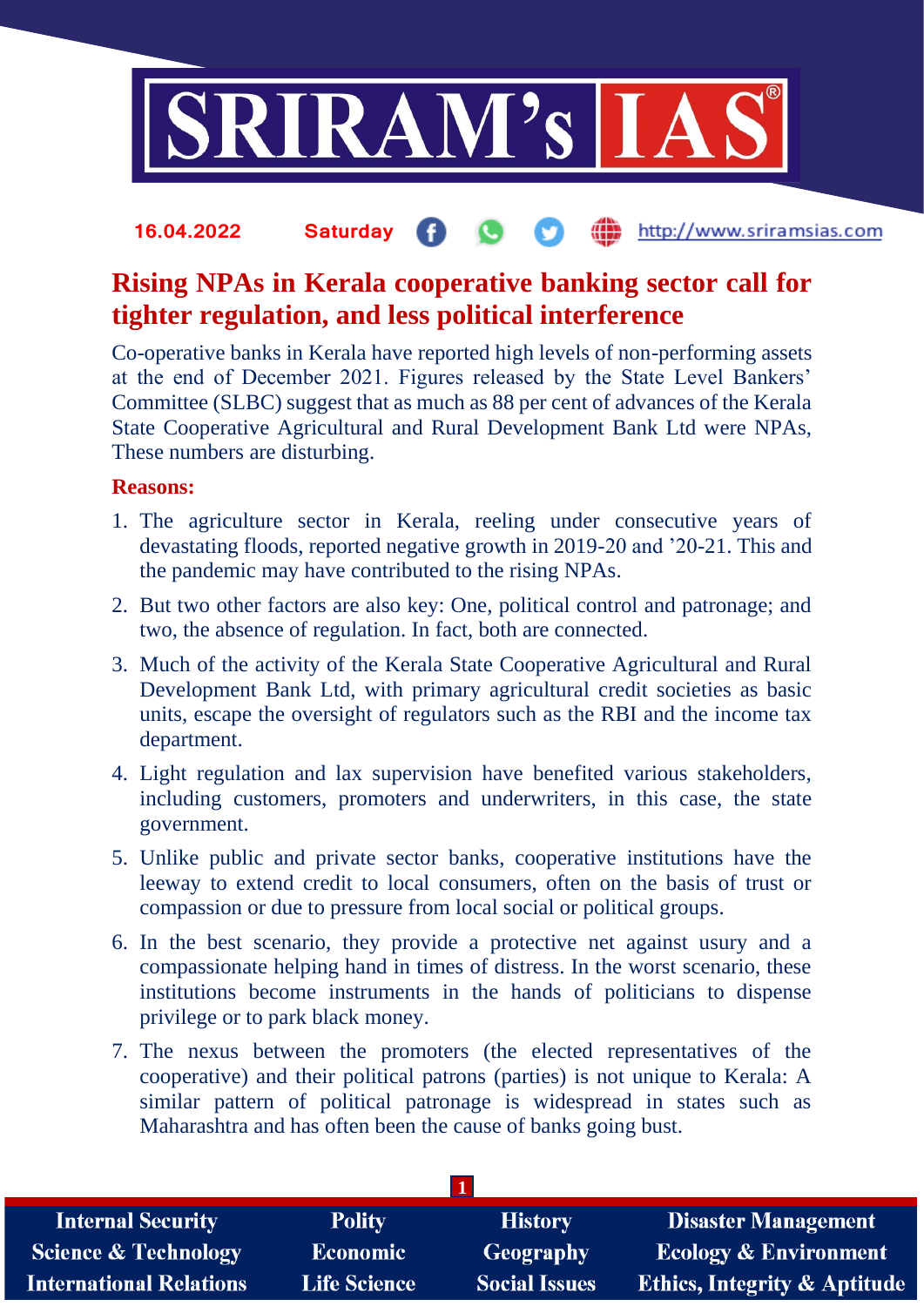16.04.2022 Saturday http://www.sriramsias.com

# Rising NPAs in Kerala cooperative banking sector call for tighter regulation, and less political interference

Co-operative banks in Kerala have reported high levels of non-performing assets at the end of December 2021. Figures released by the State Level Bankers' Committee (SLBC) suggest that as much as 88 per cent of advances of the Kerala State Cooperative Agricultural and Rural Development Bank Ltd were NPAs, These numbers are disturbing.

## Reasons:

1. The agriculture sector in Kerala, reeling under consecutive years of devastating floods, reported negative growth in 2019-20 and '20-21. This and the pandemic may have contributed to the rising NPAs.
2. But two other factors are also key: One, political control and patronage; and two, the absence of regulation. In fact, both are connected.
3. Much of the activity of the Kerala State Cooperative Agricultural and Rural Development Bank Ltd, with primary agricultural credit societies as basic units, escape the oversight of regulators such as the RBI and the income tax department.
4. Light regulation and lax supervision have benefited various stakeholders, including customers, promoters and underwriters, in this case, the state government.
5. Unlike public and private sector banks, cooperative institutions have the leeway to extend credit to local consumers, often on the basis of trust or compassion or due to pressure from local social or political groups.
6. In the best scenario, they provide a protective net against usury and a compassionate helping hand in times of distress. In the worst scenario, these institutions become instruments in the hands of politicians to dispense privilege or to park black money.
7. The nexus between the promoters (the elected representatives of the cooperative) and their political patrons (parties) is not unique to Kerala: A similar pattern of political patronage is widespread in states such as Maharashtra and has often been the cause of banks going bust.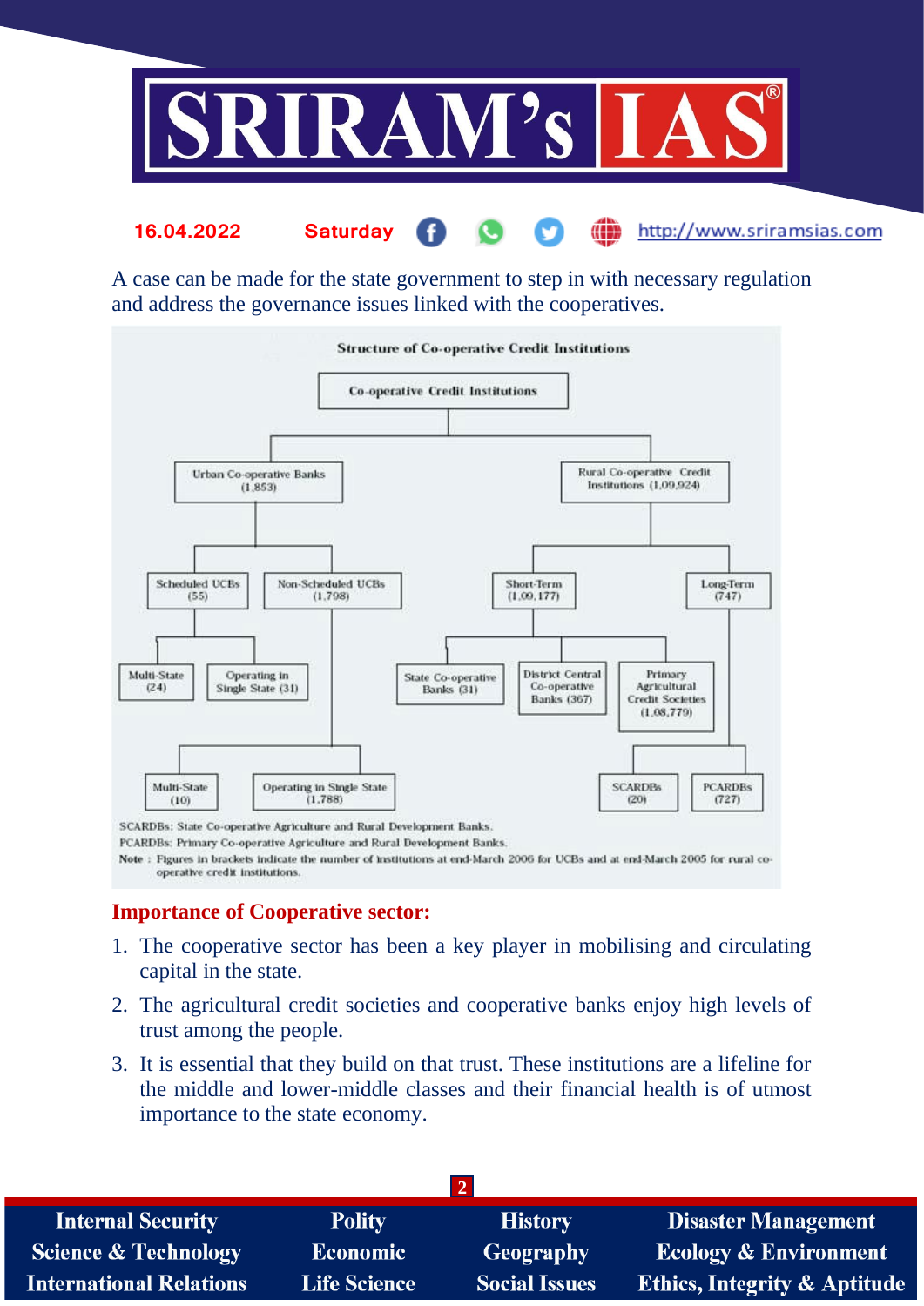A case can be made for the state government to step in with necessary regulation and address the governance issues linked with the cooperatives.

Structure of Co-operative Credit Institutions

Co-operative Credit Institutions

Urban Co-operative Banks (1,853)

Rural Co-operative Credit Institutions (1,09,924)

Scheduled UCBs (55)

Non-Scheduled UCBs (1,798)

Short-Term (1,09,177)

Long-Term (747)

Multi-State (24)

Operating in Single State (31)

State Co-operative Banks (31)

District Central Co-operative Banks (367)

Primary Agricultural Credit Societies (1,08,779)

Multi-State (10)

Operating in Single State (1,788)

SCARDBs (20)

PCARDBs (727)

SCARDBs: State Co-operative Agriculture and Rural Development Banks.

PCARDBs: Primary Co-operative Agriculture and Rural Development Banks.

**Note** : Figures in brackets indicate the number of institutions at end-March 2006 for UCBs and at end-March 2005 for rural co-operative credit institutions.

### Importance of Cooperative sector:

1. The cooperative sector has been a key player in mobilising and circulating capital in the state.
2. The agricultural credit societies and cooperative banks enjoy high levels of trust among the people.
3. It is essential that they build on that trust. These institutions are a lifeline for the middle and lower-middle classes and their financial health is of utmost importance to the state economy.